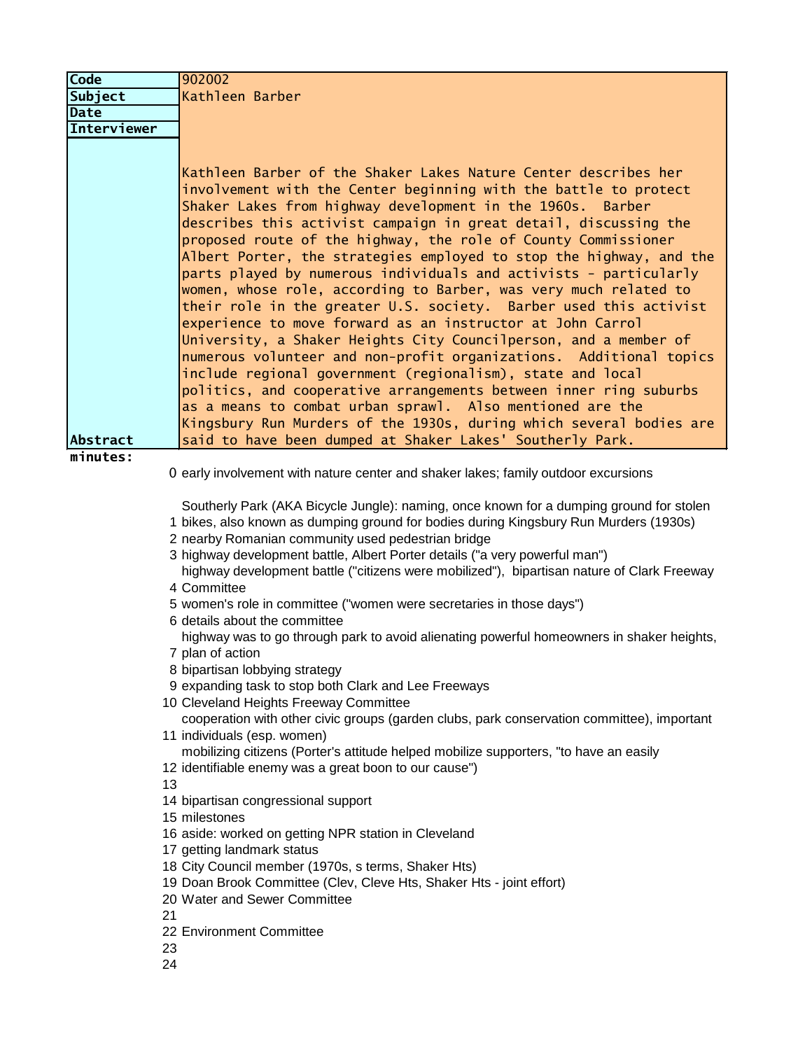| Code | 902002 |
|---|---|
| Subject | Kathleen Barber |
| Date | |
| Interviewer | |
| Abstract | Kathleen Barber of the Shaker Lakes Nature Center describes her involvement with the Center beginning with the battle to protect Shaker Lakes from highway development in the 1960s. Barber describes this activist campaign in great detail, discussing the proposed route of the highway, the role of County Commissioner Albert Porter, the strategies employed to stop the highway, and the parts played by numerous individuals and activists - particularly women, whose role, according to Barber, was very much related to their role in the greater U.S. society. Barber used this activist experience to move forward as an instructor at John Carrol University, a Shaker Heights City Councilperson, and a member of numerous volunteer and non-profit organizations. Additional topics include regional government (regionalism), state and local politics, and cooperative arrangements between inner ring suburbs as a means to combat urban sprawl. Also mentioned are the Kingsbury Run Murders of the 1930s, during which several bodies are said to have been dumped at Shaker Lakes' Southerly Park. |

**minutes:**

| | |
|---|---|
| 0 | early involvement with nature center and shaker lakes; family outdoor excursions |
| 1 | Southerly Park (AKA Bicycle Jungle): naming, once known for a dumping ground for stolen bikes, also known as dumping ground for bodies during Kingsbury Run Murders (1930s) |
| 2 | nearby Romanian community used pedestrian bridge |
| 3 | highway development battle, Albert Porter details ("a very powerful man") |
| 4 | highway development battle ("citizens were mobilized"), bipartisan nature of Clark Freeway Committee |
| 5 | women's role in committee ("women were secretaries in those days") |
| 6 | details about the committee |
| 7 | highway was to go through park to avoid alienating powerful homeowners in shaker heights, plan of action |
| 8 | bipartisan lobbying strategy |
| 9 | expanding task to stop both Clark and Lee Freeways |
| 10 | Cleveland Heights Freeway Committee |
| 11 | cooperation with other civic groups (garden clubs, park conservation committee), important individuals (esp. women) |
| 12 | mobilizing citizens (Porter's attitude helped mobilize supporters, "to have an easily identifiable enemy was a great boon to our cause") |
| 13 | |
| 14 | bipartisan congressional support |
| 15 | milestones |
| 16 | aside: worked on getting NPR station in Cleveland |
| 17 | getting landmark status |
| 18 | City Council member (1970s, s terms, Shaker Hts) |
| 19 | Doan Brook Committee (Clev, Cleve Hts, Shaker Hts - joint effort) |
| 20 | Water and Sewer Committee |
| 21 | |
| 22 | Environment Committee |
| 23 | |
| 24 | |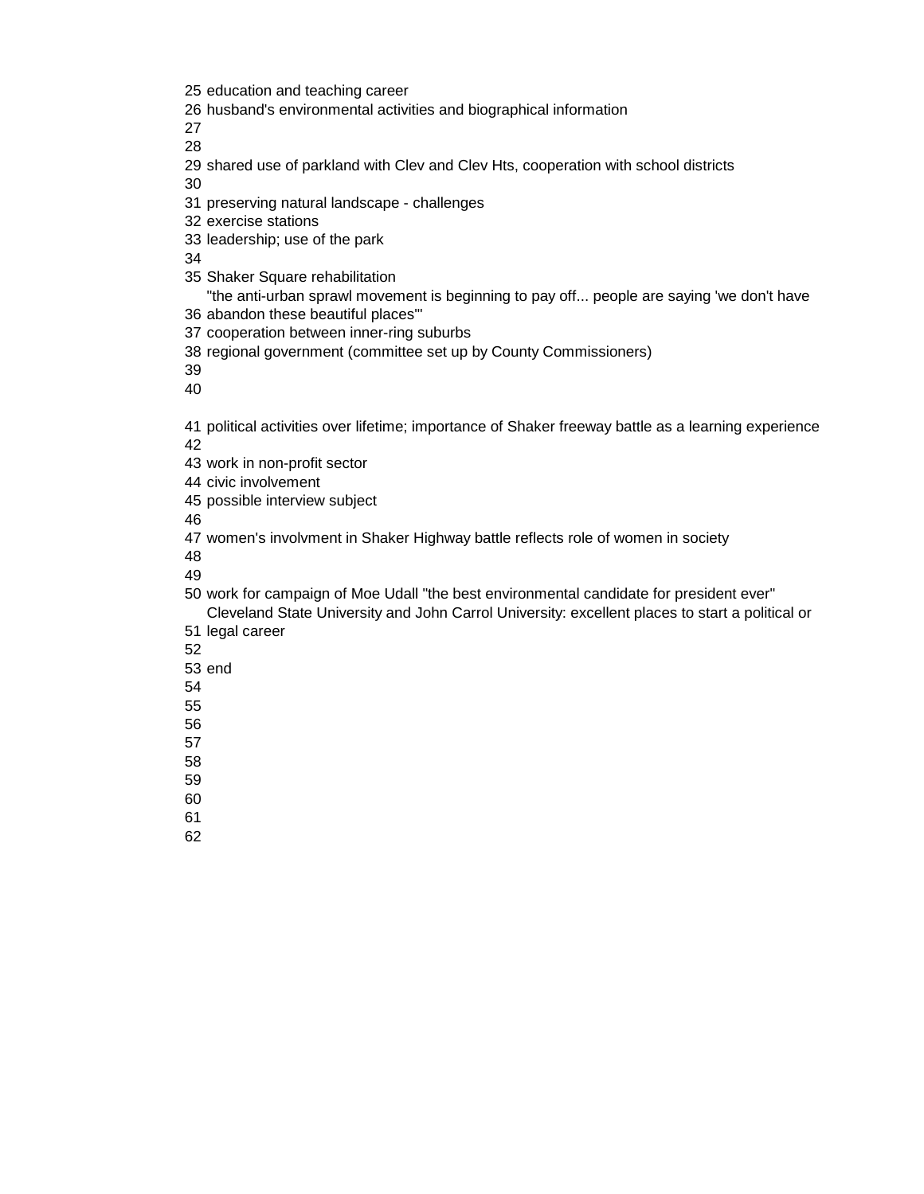| | |
|---|---|
| 25 | education and teaching career |
| 26 | husband's environmental activities and biographical information |
| 27 | |
| 28 | |
| 29 | shared use of parkland with Clev and Clev Hts, cooperation with school districts |
| 30 | |
| 31 | preserving natural landscape - challenges |
| 32 | exercise stations |
| 33 | leadership; use of the park |
| 34 | |
| 35 | Shaker Square rehabilitation |
| 36 | "the anti-urban sprawl movement is beginning to pay off... people are saying 'we don't have abandon these beautiful places'" |
| 37 | cooperation between inner-ring suburbs |
| 38 | regional government (committee set up by County Commissioners) |
| 39 | |
| 40 | |
| 41 | political activities over lifetime; importance of Shaker freeway battle as a learning experience |
| 42 | |
| 43 | work in non-profit sector |
| 44 | civic involvement |
| 45 | possible interview subject |
| 46 | |
| 47 | women's involvment in Shaker Highway battle reflects role of women in society |
| 48 | |
| 49 | |
| 50 | work for campaign of Moe Udall "the best environmental candidate for president ever" |
| 51 | Cleveland State University and John Carrol University: excellent places to start a political or legal career |
| 52 | |
| 53 | end |
| 54 | |
| 55 | |
| 56 | |
| 57 | |
| 58 | |
| 59 | |
| 60 | |
| 61 | |
| 62 | |